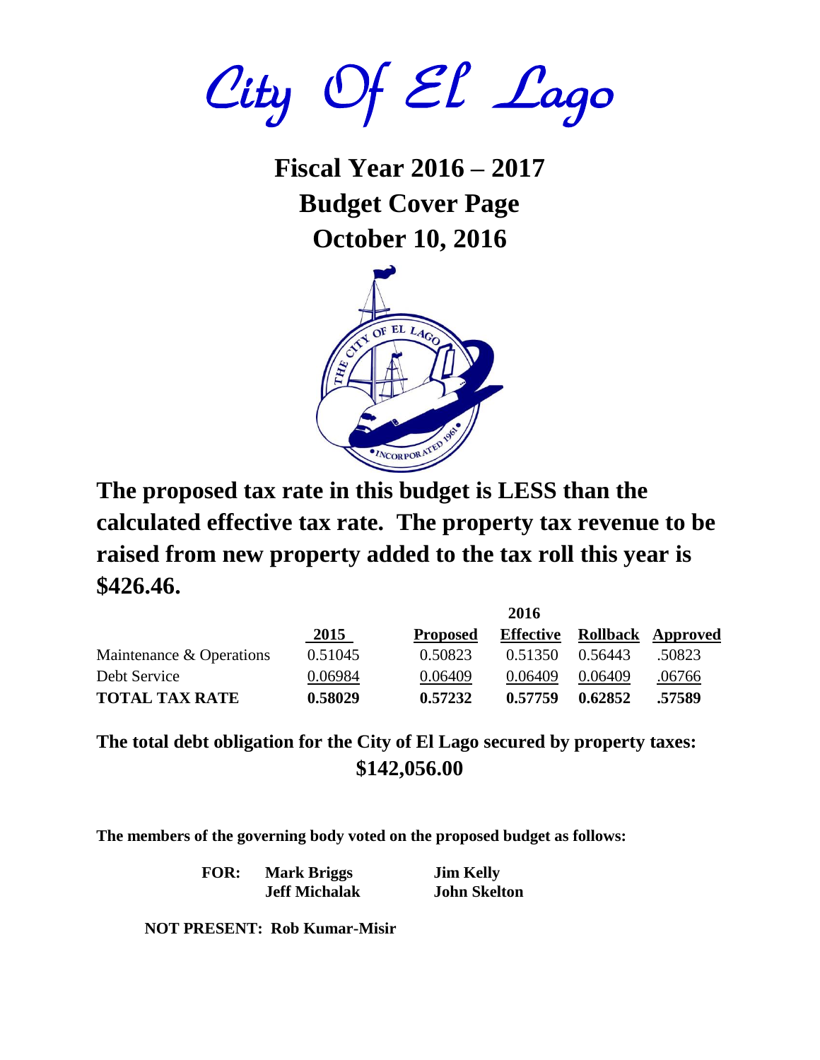# City Of El Lago

## Fiscal Year 2016 – 2017
## Budget Cover Page
## October 10, 2016

**The proposed tax rate in this budget is LESS than the calculated effective tax rate. The property tax revenue to be raised from new property added to the tax roll this year is $426.46.**

| | 2015 | 2016 Proposed | 2016 Effective | 2016 Rollback | 2016 Approved |
|---|---|---|---|---|---|
| Maintenance & Operations | 0.51045 | 0.50823 | 0.51350 | 0.56443 | .50823 |
| Debt Service | 0.06984 | 0.06409 | 0.06409 | 0.06409 | .06766 |
| **TOTAL TAX RATE** | **0.58029** | **0.57232** | **0.57759** | **0.62852** | **.57589** |

**The total debt obligation for the City of El Lago secured by property taxes: $142,056.00**

**The members of the governing body voted on the proposed budget as follows:**

**FOR:** **Mark Briggs**, **Jim Kelly**, **Jeff Michalak**, **John Skelton**

**NOT PRESENT: Rob Kumar-Misir**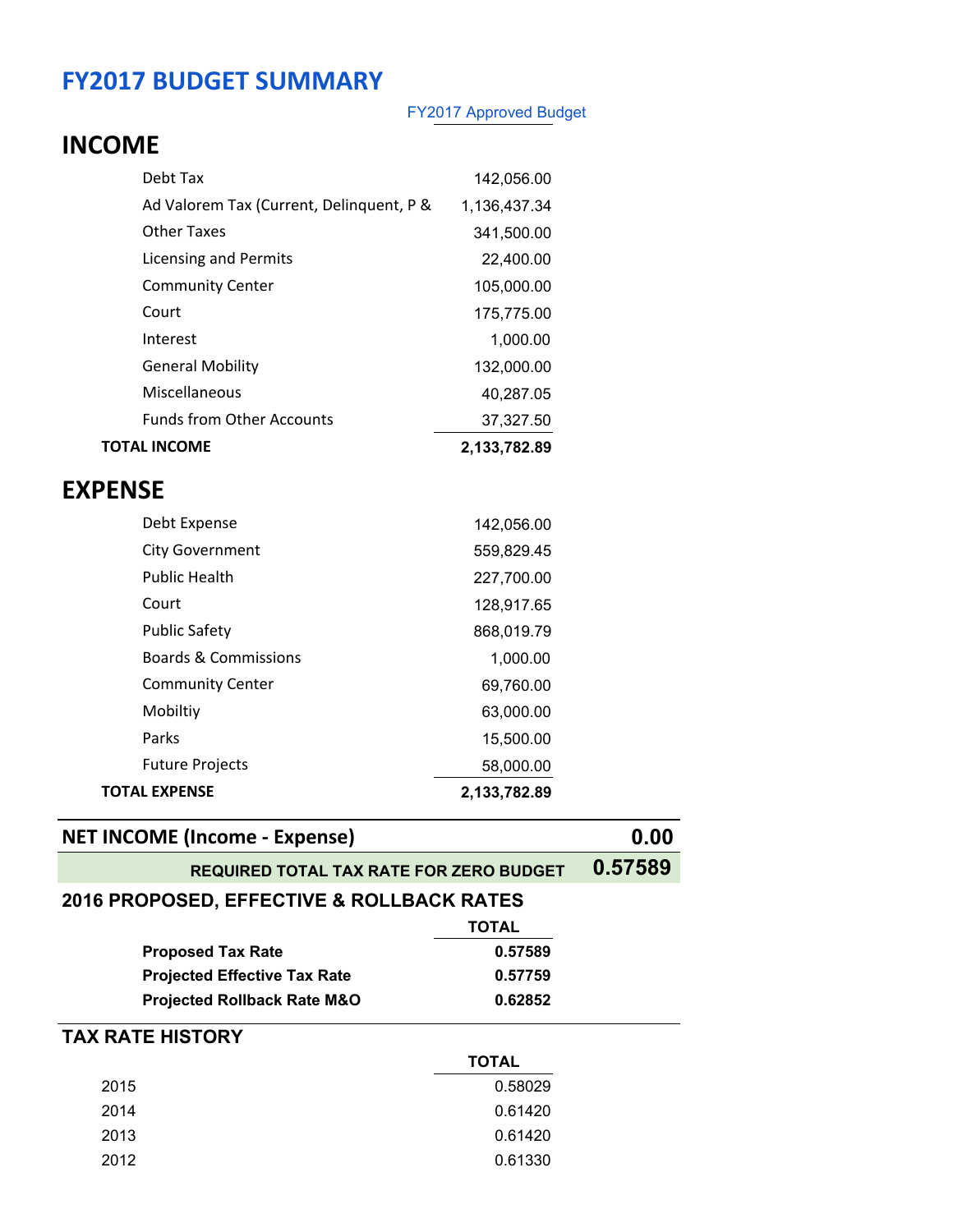# FY2017 BUDGET SUMMARY

## INCOME

| | FY2017 Approved Budget |
|---|---|
| Debt Tax | 142,056.00 |
| Ad Valorem Tax (Current, Delinquent, P & | 1,136,437.34 |
| Other Taxes | 341,500.00 |
| Licensing and Permits | 22,400.00 |
| Community Center | 105,000.00 |
| Court | 175,775.00 |
| Interest | 1,000.00 |
| General Mobility | 132,000.00 |
| Miscellaneous | 40,287.05 |
| Funds from Other Accounts | 37,327.50 |
| **TOTAL INCOME** | **2,133,782.89** |

## EXPENSE

| | |
|---|---|
| Debt Expense | 142,056.00 |
| City Government | 559,829.45 |
| Public Health | 227,700.00 |
| Court | 128,917.65 |
| Public Safety | 868,019.79 |
| Boards & Commissions | 1,000.00 |
| Community Center | 69,760.00 |
| Mobiltiy | 63,000.00 |
| Parks | 15,500.00 |
| Future Projects | 58,000.00 |
| **TOTAL EXPENSE** | **2,133,782.89** |

**NET INCOME (Income - Expense)** **0.00**

**REQUIRED TOTAL TAX RATE FOR ZERO BUDGET** **0.57589**

## 2016 PROPOSED, EFFECTIVE & ROLLBACK RATES

| | TOTAL |
|---|---|
| **Proposed Tax Rate** | **0.57589** |
| **Projected Effective Tax Rate** | **0.57759** |
| **Projected Rollback Rate M&O** | **0.62852** |

## TAX RATE HISTORY

| | TOTAL |
|---|---|
| 2015 | 0.58029 |
| 2014 | 0.61420 |
| 2013 | 0.61420 |
| 2012 | 0.61330 |